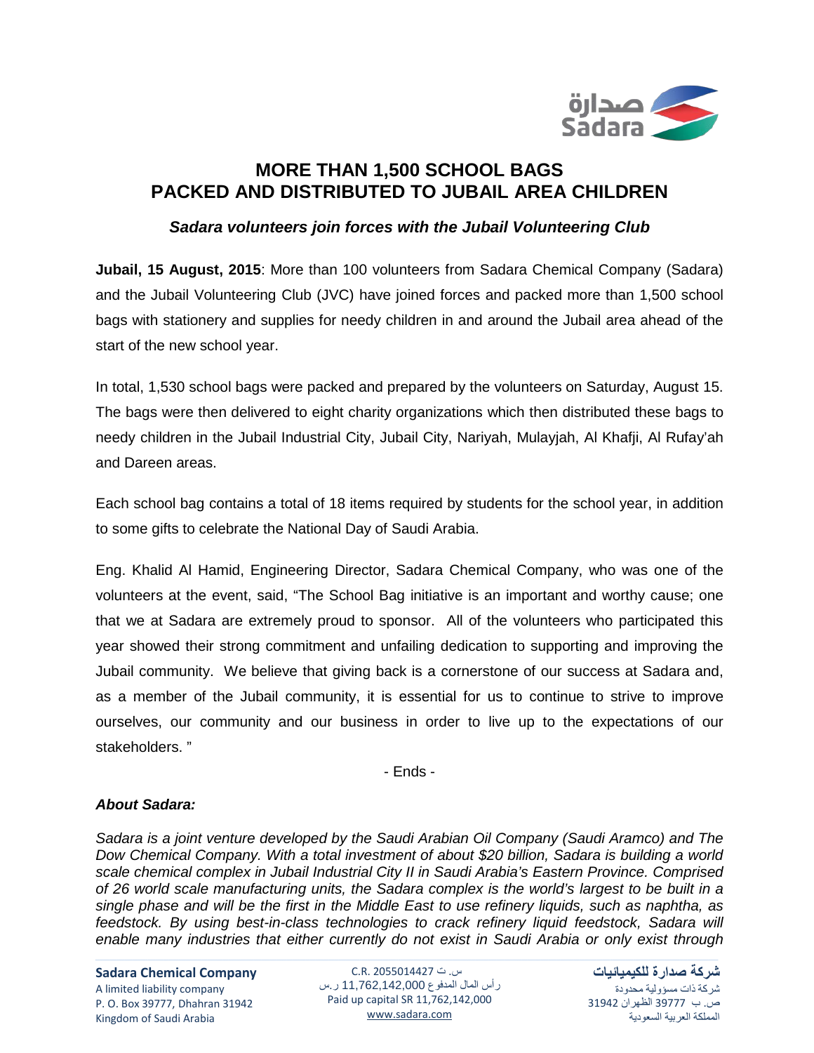# MORE THAN 1,500 SCHOOL BAGS PACKED AND DISTRIBUTED TO JUBAIL AREA CHILDREN

### *Sadara volunteers join forces with the Jubail Volunteering Club*

**Jubail, 15 August, 2015**: More than 100 volunteers from Sadara Chemical Company (Sadara) and the Jubail Volunteering Club (JVC) have joined forces and packed more than 1,500 school bags with stationery and supplies for needy children in and around the Jubail area ahead of the start of the new school year.

In total, 1,530 school bags were packed and prepared by the volunteers on Saturday, August 15. The bags were then delivered to eight charity organizations which then distributed these bags to needy children in the Jubail Industrial City, Jubail City, Nariyah, Mulayjah, Al Khafji, Al Rufay'ah and Dareen areas.

Each school bag contains a total of 18 items required by students for the school year, in addition to some gifts to celebrate the National Day of Saudi Arabia.

Eng. Khalid Al Hamid, Engineering Director, Sadara Chemical Company, who was one of the volunteers at the event, said, "The School Bag initiative is an important and worthy cause; one that we at Sadara are extremely proud to sponsor. All of the volunteers who participated this year showed their strong commitment and unfailing dedication to supporting and improving the Jubail community. We believe that giving back is a cornerstone of our success at Sadara and, as a member of the Jubail community, it is essential for us to continue to strive to improve ourselves, our community and our business in order to live up to the expectations of our stakeholders. "

- Ends -

### *About Sadara:*

*Sadara is a joint venture developed by the Saudi Arabian Oil Company (Saudi Aramco) and The Dow Chemical Company. With a total investment of about $20 billion, Sadara is building a world scale chemical complex in Jubail Industrial City II in Saudi Arabia's Eastern Province. Comprised of 26 world scale manufacturing units, the Sadara complex is the world's largest to be built in a single phase and will be the first in the Middle East to use refinery liquids, such as naphtha, as feedstock. By using best-in-class technologies to crack refinery liquid feedstock, Sadara will enable many industries that either currently do not exist in Saudi Arabia or only exist through*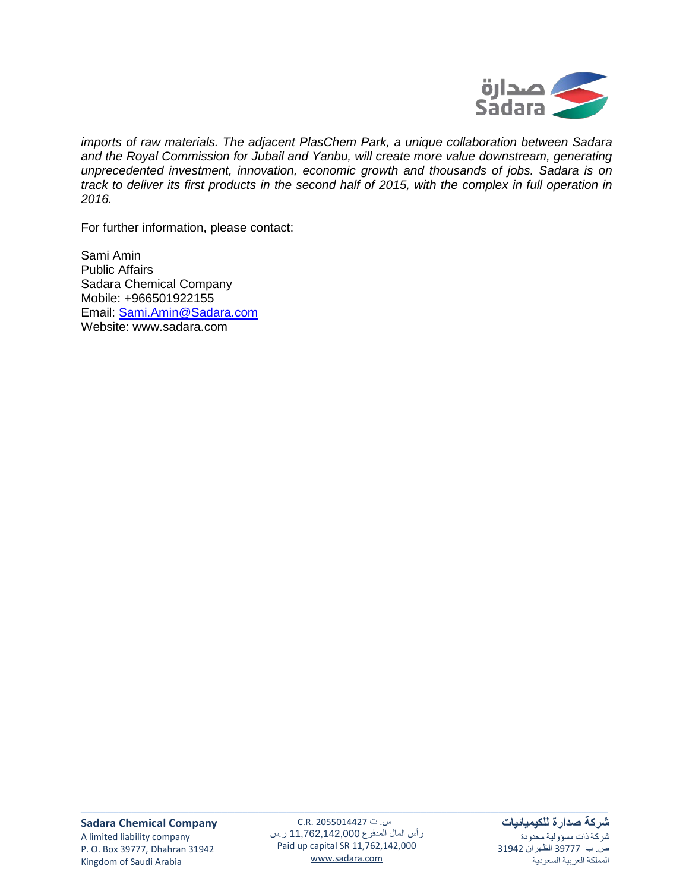*imports of raw materials. The adjacent PlasChem Park, a unique collaboration between Sadara and the Royal Commission for Jubail and Yanbu, will create more value downstream, generating unprecedented investment, innovation, economic growth and thousands of jobs. Sadara is on track to deliver its first products in the second half of 2015, with the complex in full operation in 2016.*

For further information, please contact:

Sami Amin
Public Affairs
Sadara Chemical Company
Mobile: +966501922155
Email: Sami.Amin@Sadara.com
Website: www.sadara.com